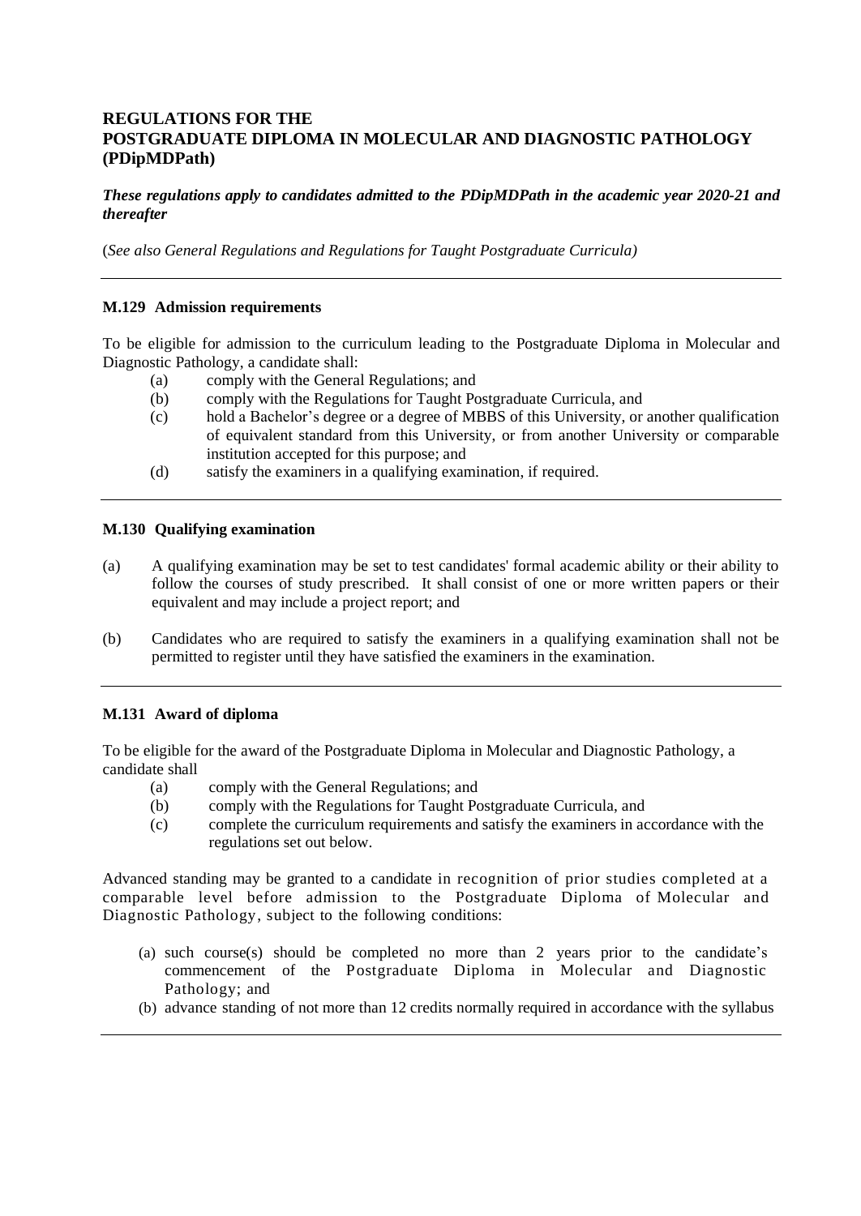# REGULATIONS FOR THE POSTGRADUATE DIPLOMA IN MOLECULAR AND DIAGNOSTIC PATHOLOGY (PDipMDPath)

***These regulations apply to candidates admitted to the PDipMDPath in the academic year 2020-21 and thereafter***

(*See also General Regulations and Regulations for Taught Postgraduate Curricula)*

---

### M.129 Admission requirements

To be eligible for admission to the curriculum leading to the Postgraduate Diploma in Molecular and Diagnostic Pathology, a candidate shall:

- (a) comply with the General Regulations; and
- (b) comply with the Regulations for Taught Postgraduate Curricula, and
- (c) hold a Bachelor's degree or a degree of MBBS of this University, or another qualification of equivalent standard from this University, or from another University or comparable institution accepted for this purpose; and
- (d) satisfy the examiners in a qualifying examination, if required.

---

### M.130 Qualifying examination

(a) A qualifying examination may be set to test candidates' formal academic ability or their ability to follow the courses of study prescribed. It shall consist of one or more written papers or their equivalent and may include a project report; and

(b) Candidates who are required to satisfy the examiners in a qualifying examination shall not be permitted to register until they have satisfied the examiners in the examination.

---

### M.131 Award of diploma

To be eligible for the award of the Postgraduate Diploma in Molecular and Diagnostic Pathology, a candidate shall

- (a) comply with the General Regulations; and
- (b) comply with the Regulations for Taught Postgraduate Curricula, and
- (c) complete the curriculum requirements and satisfy the examiners in accordance with the regulations set out below.

Advanced standing may be granted to a candidate in recognition of prior studies completed at a comparable level before admission to the Postgraduate Diploma of Molecular and Diagnostic Pathology, subject to the following conditions:

- (a) such course(s) should be completed no more than 2 years prior to the candidate's commencement of the Postgraduate Diploma in Molecular and Diagnostic Pathology; and
- (b) advance standing of not more than 12 credits normally required in accordance with the syllabus

---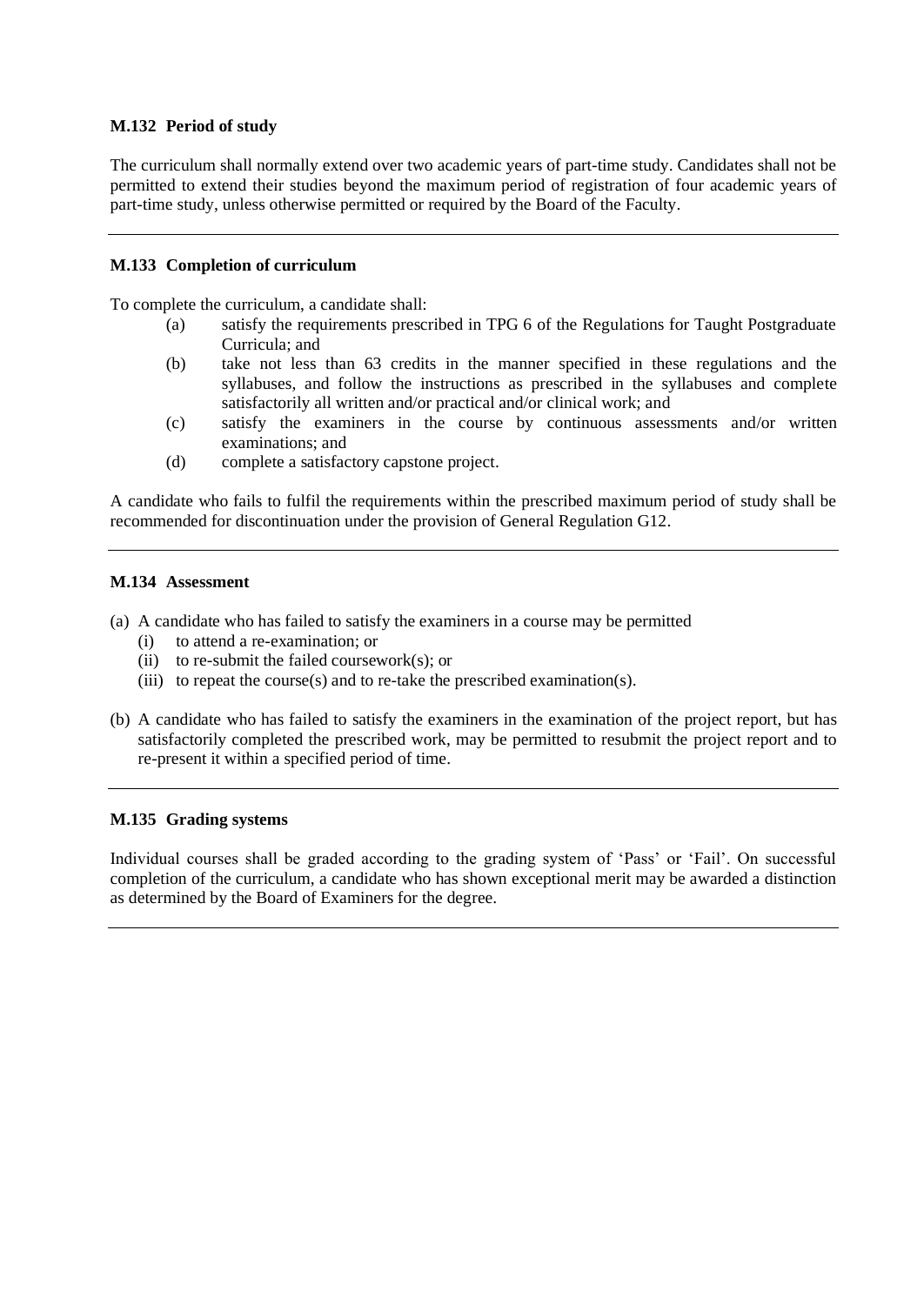### M.132 Period of study

The curriculum shall normally extend over two academic years of part-time study. Candidates shall not be permitted to extend their studies beyond the maximum period of registration of four academic years of part-time study, unless otherwise permitted or required by the Board of the Faculty.

---

### M.133 Completion of curriculum

To complete the curriculum, a candidate shall:

- (a) satisfy the requirements prescribed in TPG 6 of the Regulations for Taught Postgraduate Curricula; and
- (b) take not less than 63 credits in the manner specified in these regulations and the syllabuses, and follow the instructions as prescribed in the syllabuses and complete satisfactorily all written and/or practical and/or clinical work; and
- (c) satisfy the examiners in the course by continuous assessments and/or written examinations; and
- (d) complete a satisfactory capstone project.

A candidate who fails to fulfil the requirements within the prescribed maximum period of study shall be recommended for discontinuation under the provision of General Regulation G12.

---

### M.134 Assessment

(a) A candidate who has failed to satisfy the examiners in a course may be permitted

- (i) to attend a re-examination; or
- (ii) to re-submit the failed coursework(s); or
- (iii) to repeat the course(s) and to re-take the prescribed examination(s).

(b) A candidate who has failed to satisfy the examiners in the examination of the project report, but has satisfactorily completed the prescribed work, may be permitted to resubmit the project report and to re-present it within a specified period of time.

---

### M.135 Grading systems

Individual courses shall be graded according to the grading system of 'Pass' or 'Fail'. On successful completion of the curriculum, a candidate who has shown exceptional merit may be awarded a distinction as determined by the Board of Examiners for the degree.

---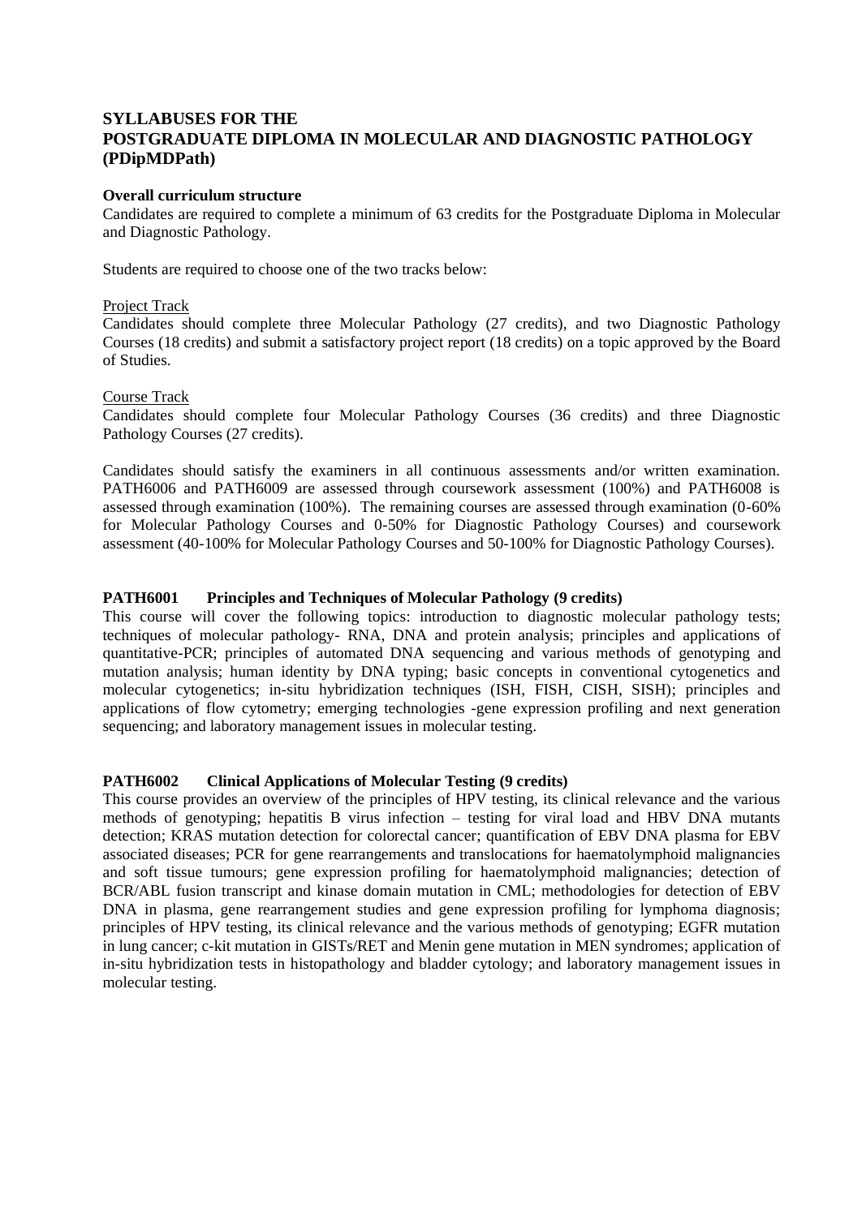# SYLLABUSES FOR THE POSTGRADUATE DIPLOMA IN MOLECULAR AND DIAGNOSTIC PATHOLOGY (PDipMDPath)

**Overall curriculum structure**

Candidates are required to complete a minimum of 63 credits for the Postgraduate Diploma in Molecular and Diagnostic Pathology.

Students are required to choose one of the two tracks below:

<u>Project Track</u>

Candidates should complete three Molecular Pathology (27 credits), and two Diagnostic Pathology Courses (18 credits) and submit a satisfactory project report (18 credits) on a topic approved by the Board of Studies.

<u>Course Track</u>

Candidates should complete four Molecular Pathology Courses (36 credits) and three Diagnostic Pathology Courses (27 credits).

Candidates should satisfy the examiners in all continuous assessments and/or written examination. PATH6006 and PATH6009 are assessed through coursework assessment (100%) and PATH6008 is assessed through examination (100%). The remaining courses are assessed through examination (0-60% for Molecular Pathology Courses and 0-50% for Diagnostic Pathology Courses) and coursework assessment (40-100% for Molecular Pathology Courses and 50-100% for Diagnostic Pathology Courses).

## PATH6001 Principles and Techniques of Molecular Pathology (9 credits)

This course will cover the following topics: introduction to diagnostic molecular pathology tests; techniques of molecular pathology- RNA, DNA and protein analysis; principles and applications of quantitative-PCR; principles of automated DNA sequencing and various methods of genotyping and mutation analysis; human identity by DNA typing; basic concepts in conventional cytogenetics and molecular cytogenetics; in-situ hybridization techniques (ISH, FISH, CISH, SISH); principles and applications of flow cytometry; emerging technologies -gene expression profiling and next generation sequencing; and laboratory management issues in molecular testing.

## PATH6002 Clinical Applications of Molecular Testing (9 credits)

This course provides an overview of the principles of HPV testing, its clinical relevance and the various methods of genotyping; hepatitis B virus infection – testing for viral load and HBV DNA mutants detection; KRAS mutation detection for colorectal cancer; quantification of EBV DNA plasma for EBV associated diseases; PCR for gene rearrangements and translocations for haematolymphoid malignancies and soft tissue tumours; gene expression profiling for haematolymphoid malignancies; detection of BCR/ABL fusion transcript and kinase domain mutation in CML; methodologies for detection of EBV DNA in plasma, gene rearrangement studies and gene expression profiling for lymphoma diagnosis; principles of HPV testing, its clinical relevance and the various methods of genotyping; EGFR mutation in lung cancer; c-kit mutation in GISTs/RET and Menin gene mutation in MEN syndromes; application of in-situ hybridization tests in histopathology and bladder cytology; and laboratory management issues in molecular testing.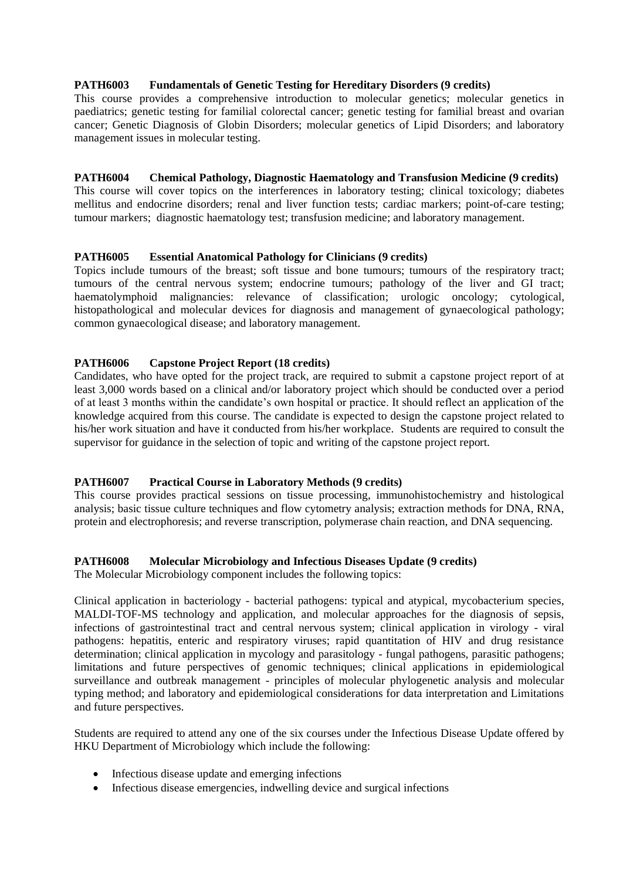### PATH6003 Fundamentals of Genetic Testing for Hereditary Disorders (9 credits)

This course provides a comprehensive introduction to molecular genetics; molecular genetics in paediatrics; genetic testing for familial colorectal cancer; genetic testing for familial breast and ovarian cancer; Genetic Diagnosis of Globin Disorders; molecular genetics of Lipid Disorders; and laboratory management issues in molecular testing.

### PATH6004 Chemical Pathology, Diagnostic Haematology and Transfusion Medicine (9 credits)

This course will cover topics on the interferences in laboratory testing; clinical toxicology; diabetes mellitus and endocrine disorders; renal and liver function tests; cardiac markers; point-of-care testing; tumour markers; diagnostic haematology test; transfusion medicine; and laboratory management.

### PATH6005 Essential Anatomical Pathology for Clinicians (9 credits)

Topics include tumours of the breast; soft tissue and bone tumours; tumours of the respiratory tract; tumours of the central nervous system; endocrine tumours; pathology of the liver and GI tract; haematolymphoid malignancies: relevance of classification; urologic oncology; cytological, histopathological and molecular devices for diagnosis and management of gynaecological pathology; common gynaecological disease; and laboratory management.

### PATH6006 Capstone Project Report (18 credits)

Candidates, who have opted for the project track, are required to submit a capstone project report of at least 3,000 words based on a clinical and/or laboratory project which should be conducted over a period of at least 3 months within the candidate's own hospital or practice. It should reflect an application of the knowledge acquired from this course. The candidate is expected to design the capstone project related to his/her work situation and have it conducted from his/her workplace. Students are required to consult the supervisor for guidance in the selection of topic and writing of the capstone project report.

### PATH6007 Practical Course in Laboratory Methods (9 credits)

This course provides practical sessions on tissue processing, immunohistochemistry and histological analysis; basic tissue culture techniques and flow cytometry analysis; extraction methods for DNA, RNA, protein and electrophoresis; and reverse transcription, polymerase chain reaction, and DNA sequencing.

### PATH6008 Molecular Microbiology and Infectious Diseases Update (9 credits)

The Molecular Microbiology component includes the following topics:

Clinical application in bacteriology - bacterial pathogens: typical and atypical, mycobacterium species, MALDI-TOF-MS technology and application, and molecular approaches for the diagnosis of sepsis, infections of gastrointestinal tract and central nervous system; clinical application in virology - viral pathogens: hepatitis, enteric and respiratory viruses; rapid quantitation of HIV and drug resistance determination; clinical application in mycology and parasitology - fungal pathogens, parasitic pathogens; limitations and future perspectives of genomic techniques; clinical applications in epidemiological surveillance and outbreak management - principles of molecular phylogenetic analysis and molecular typing method; and laboratory and epidemiological considerations for data interpretation and Limitations and future perspectives.

Students are required to attend any one of the six courses under the Infectious Disease Update offered by HKU Department of Microbiology which include the following:

- Infectious disease update and emerging infections
- Infectious disease emergencies, indwelling device and surgical infections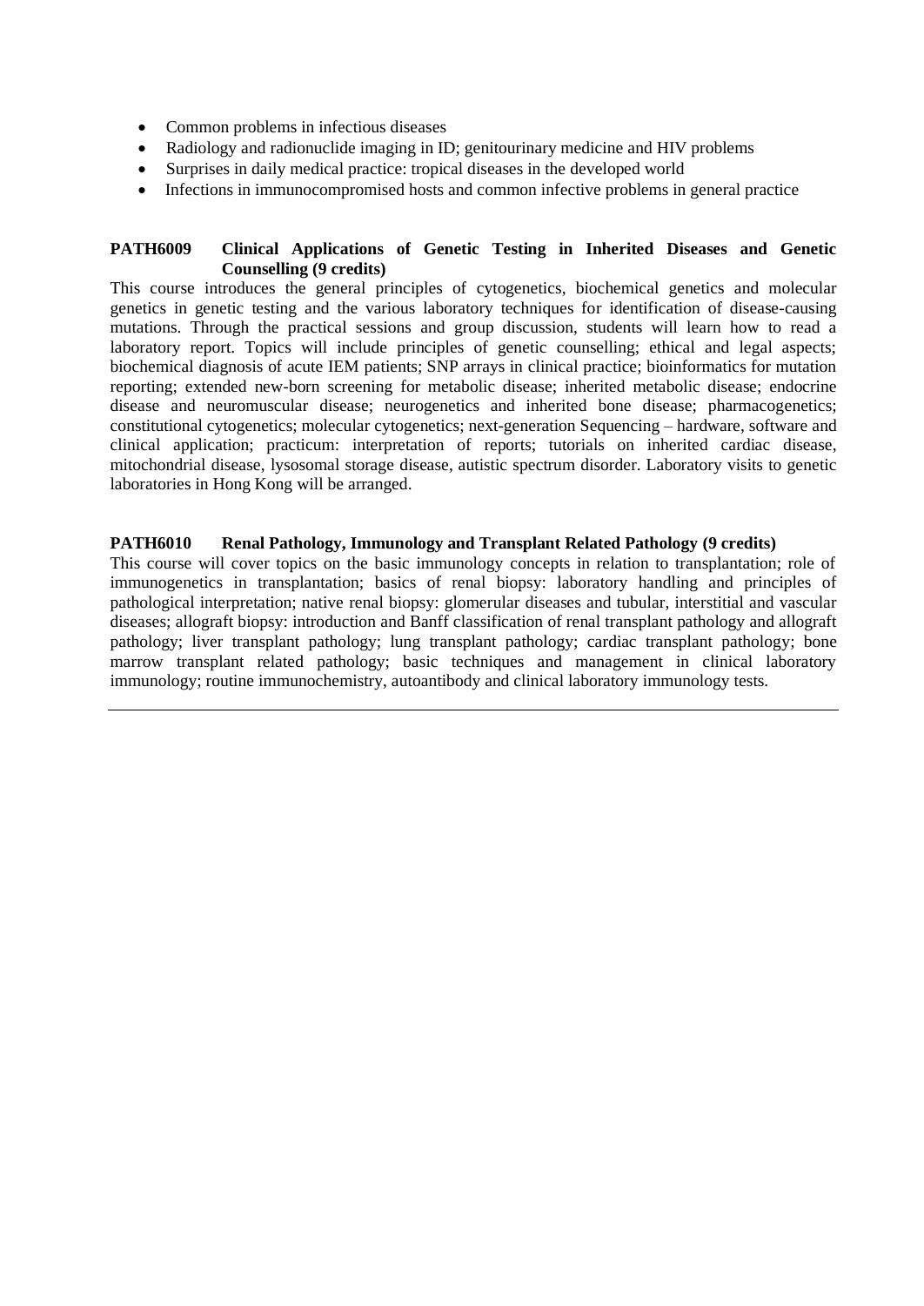- Common problems in infectious diseases
- Radiology and radionuclide imaging in ID; genitourinary medicine and HIV problems
- Surprises in daily medical practice: tropical diseases in the developed world
- Infections in immunocompromised hosts and common infective problems in general practice

**PATH6009 Clinical Applications of Genetic Testing in Inherited Diseases and Genetic Counselling (9 credits)**

This course introduces the general principles of cytogenetics, biochemical genetics and molecular genetics in genetic testing and the various laboratory techniques for identification of disease-causing mutations. Through the practical sessions and group discussion, students will learn how to read a laboratory report. Topics will include principles of genetic counselling; ethical and legal aspects; biochemical diagnosis of acute IEM patients; SNP arrays in clinical practice; bioinformatics for mutation reporting; extended new-born screening for metabolic disease; inherited metabolic disease; endocrine disease and neuromuscular disease; neurogenetics and inherited bone disease; pharmacogenetics; constitutional cytogenetics; molecular cytogenetics; next-generation Sequencing – hardware, software and clinical application; practicum: interpretation of reports; tutorials on inherited cardiac disease, mitochondrial disease, lysosomal storage disease, autistic spectrum disorder. Laboratory visits to genetic laboratories in Hong Kong will be arranged.

**PATH6010 Renal Pathology, Immunology and Transplant Related Pathology (9 credits)**

This course will cover topics on the basic immunology concepts in relation to transplantation; role of immunogenetics in transplantation; basics of renal biopsy: laboratory handling and principles of pathological interpretation; native renal biopsy: glomerular diseases and tubular, interstitial and vascular diseases; allograft biopsy: introduction and Banff classification of renal transplant pathology and allograft pathology; liver transplant pathology; lung transplant pathology; cardiac transplant pathology; bone marrow transplant related pathology; basic techniques and management in clinical laboratory immunology; routine immunochemistry, autoantibody and clinical laboratory immunology tests.